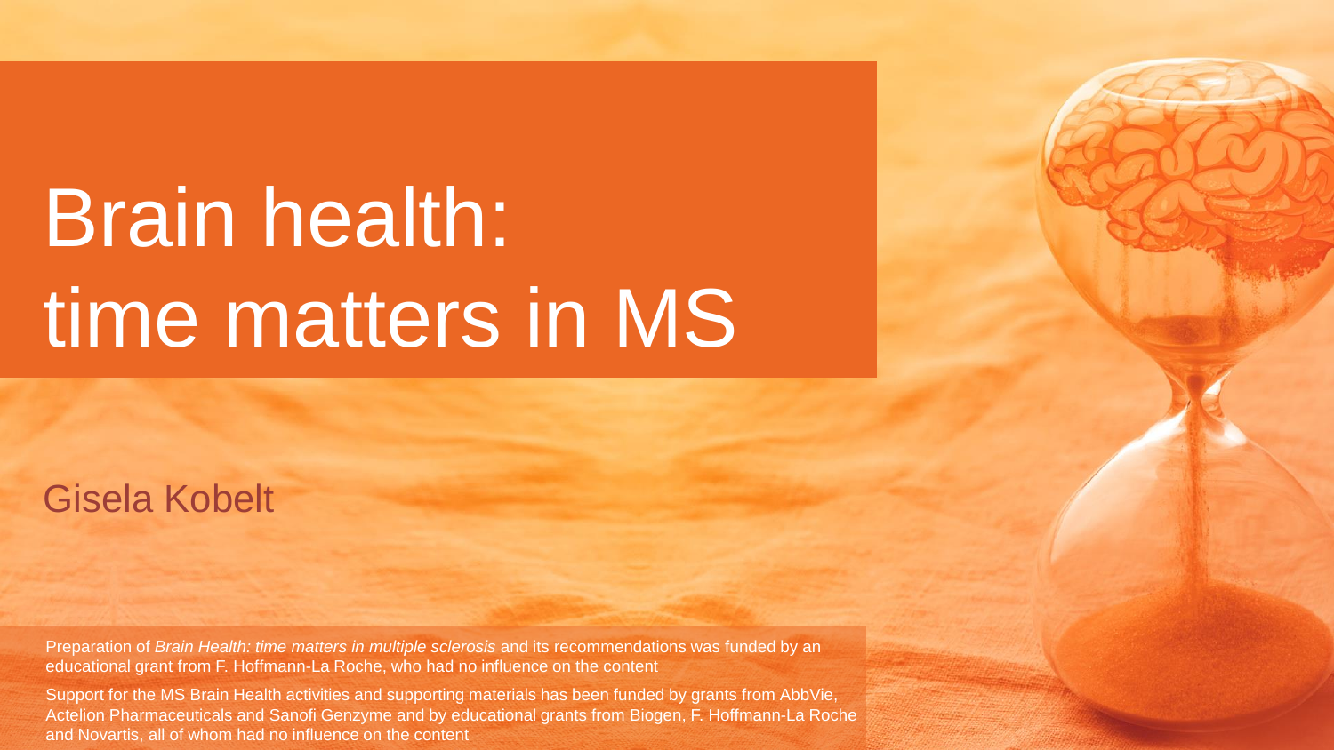# Brain health: time matters in MS

Gisela Kobelt

Preparation of *Brain Health: time matters in multiple sclerosis* and its recommendations was funded by an educational grant from F. Hoffmann-La Roche, who had no influence on the content

Support for the MS Brain Health activities and supporting materials has been funded by grants from AbbVie, Actelion Pharmaceuticals and Sanofi Genzyme and by educational grants from Biogen, F. Hoffmann-La Roche and Novartis, all of whom had no influence on the content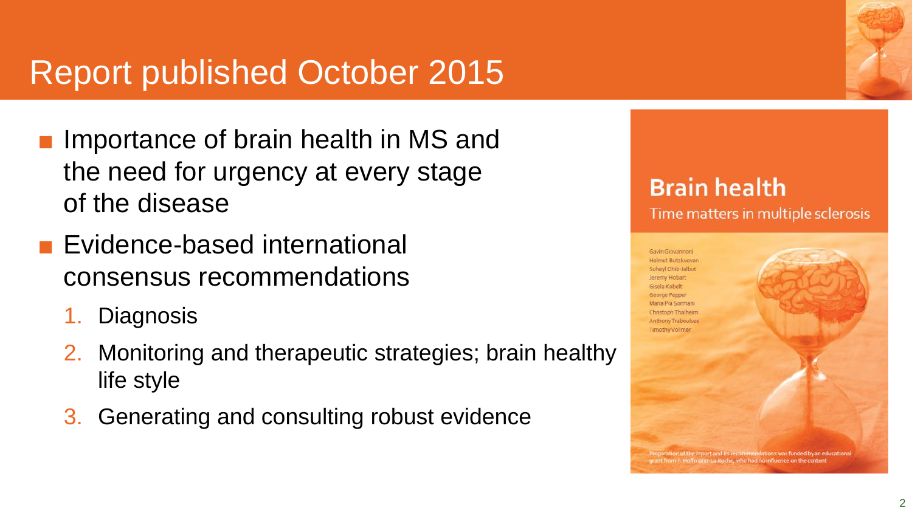# Report published October 2015

- Importance of brain health in MS and the need for urgency at every stage of the disease
- Evidence-based international consensus recommendations
  1. Diagnosis
  2. Monitoring and therapeutic strategies; brain healthy life style
  3. Generating and consulting robust evidence

**Brain health**

Time matters in multiple sclerosis

Gavin Giovannoni
Helmut Butzkueven
Suhayl Dhib-Jalbut
Jeremy Hobart
Gisela Kobelt
George Pepper
Maria Pia Sormani
Christoph Thalheim
Anthony Traboulsee
Timothy Vollmer

Preparation of the report and its recommendations was funded by an educational grant from F. Hoffmann-La Roche, who had no influence on the content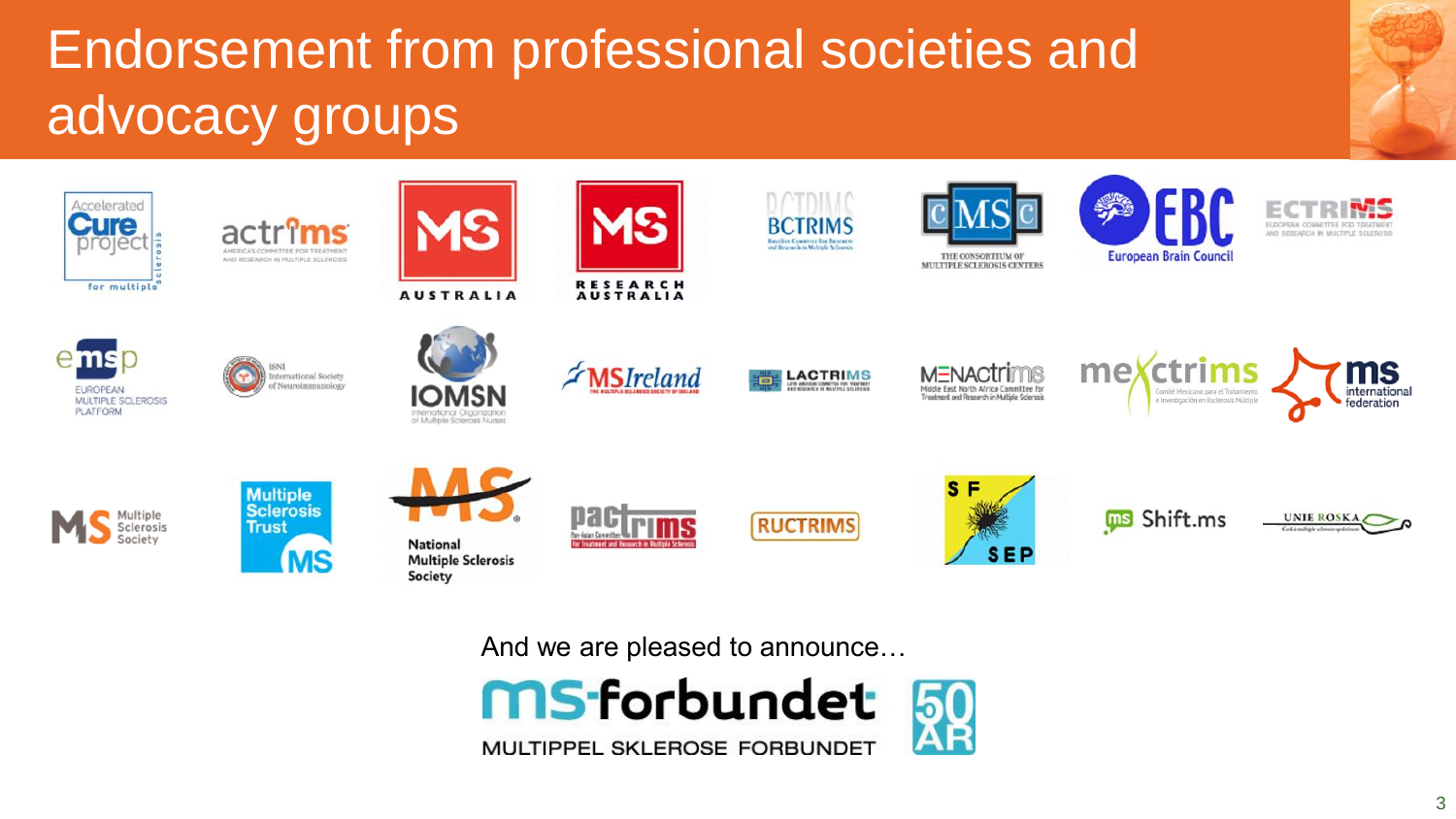# Endorsement from professional societies and advocacy groups

Accelerated Cure project for multiple sclerosis

actrims — Americas Committee for Treatment and Research in Multiple Sclerosis

MS Australia

MS Research Australia

BCTRIMS — Brazilian Committee for Treatment and Research in Multiple Sclerosis

CMSC — The Consortium of Multiple Sclerosis Centers

EBC — European Brain Council

ECTRIMS — European Committee for Treatment and Research in Multiple Sclerosis

emsp — European Multiple Sclerosis Platform

ISNI — International Society of Neuroimmunology

IOMSN — International Organization of Multiple Sclerosis Nurses

MS Ireland — The Multiple Sclerosis Society of Ireland

LACTRIMS — Latin American Committee for Treatment and Research in Multiple Sclerosis

MENACTRIMS — Middle East North Africa Committee for Treatment and Research in Multiple Sclerosis

mexctrims — Comité Mexicano para el Tratamiento e Investigación en Esclerosis Múltiple

ms international federation

MS Multiple Sclerosis Society

Multiple Sclerosis Trust MS

MS National Multiple Sclerosis Society

pactrims — Pan-Asian Committee for Treatment and Research in Multiple Sclerosis

RUCTRIMS

SFSEP

Shift.ms

Unie Roska

And we are pleased to announce…

ms-forbundet 50 ÅR — MULTIPPEL SKLEROSE FORBUNDET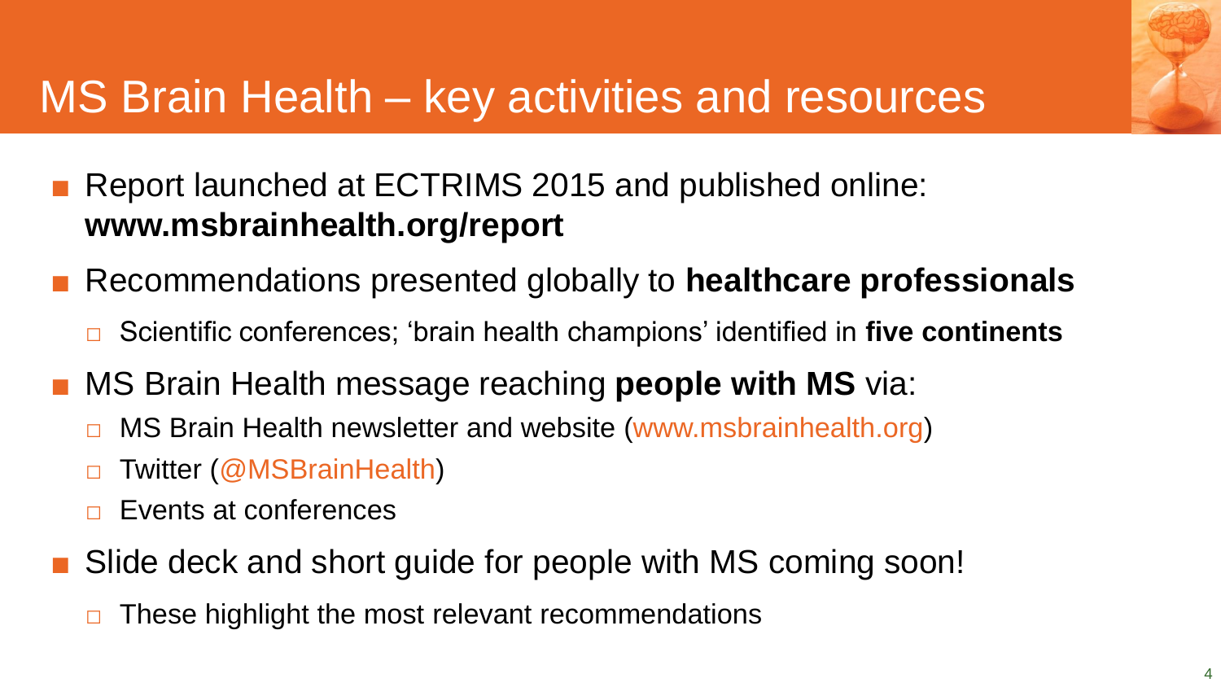# MS Brain Health – key activities and resources

- Report launched at ECTRIMS 2015 and published online: **www.msbrainhealth.org/report**
- Recommendations presented globally to **healthcare professionals**
  - Scientific conferences; 'brain health champions' identified in **five continents**
- MS Brain Health message reaching **people with MS** via:
  - MS Brain Health newsletter and website (www.msbrainhealth.org)
  - Twitter (@MSBrainHealth)
  - Events at conferences
- Slide deck and short guide for people with MS coming soon!
  - These highlight the most relevant recommendations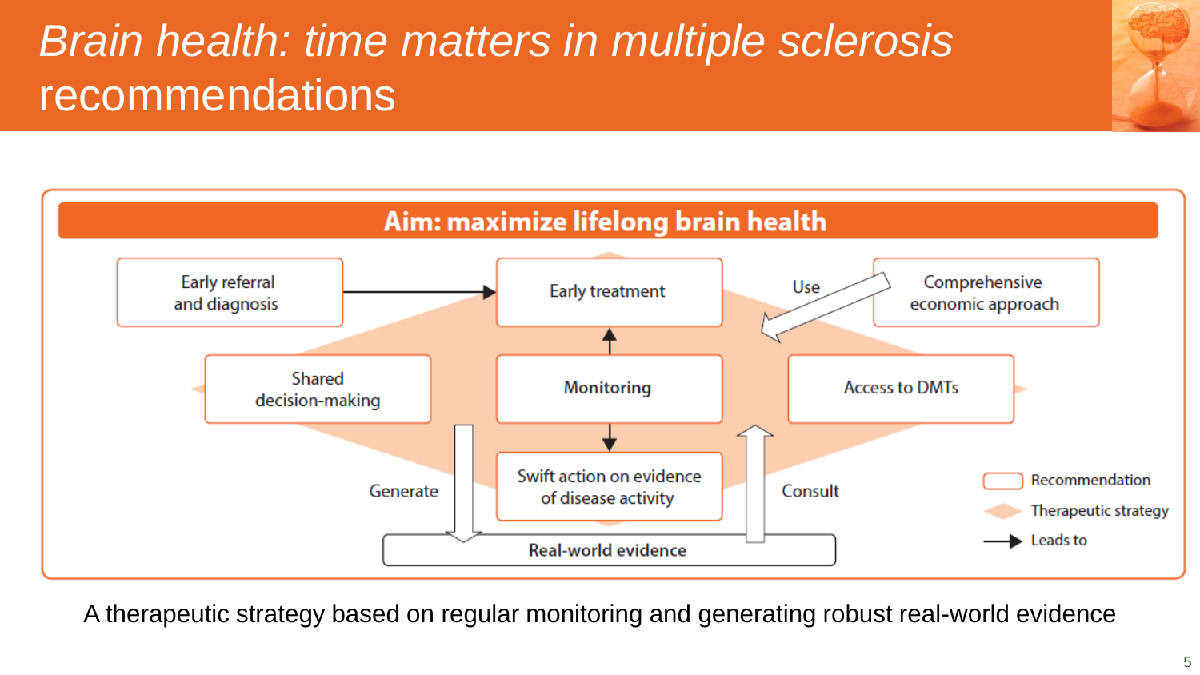# *Brain health: time matters in multiple sclerosis* recommendations

**Aim: maximize lifelong brain health**

Early referral and diagnosis → Early treatment

Comprehensive economic approach — Use → Early treatment

Shared decision-making

**Monitoring** → Early treatment

**Monitoring** → Swift action on evidence of disease activity

Access to DMTs

Shared decision-making — Generate → **Real-world evidence**

**Real-world evidence** — Consult → Access to DMTs

Legend: Recommendation; Therapeutic strategy; Leads to

A therapeutic strategy based on regular monitoring and generating robust real-world evidence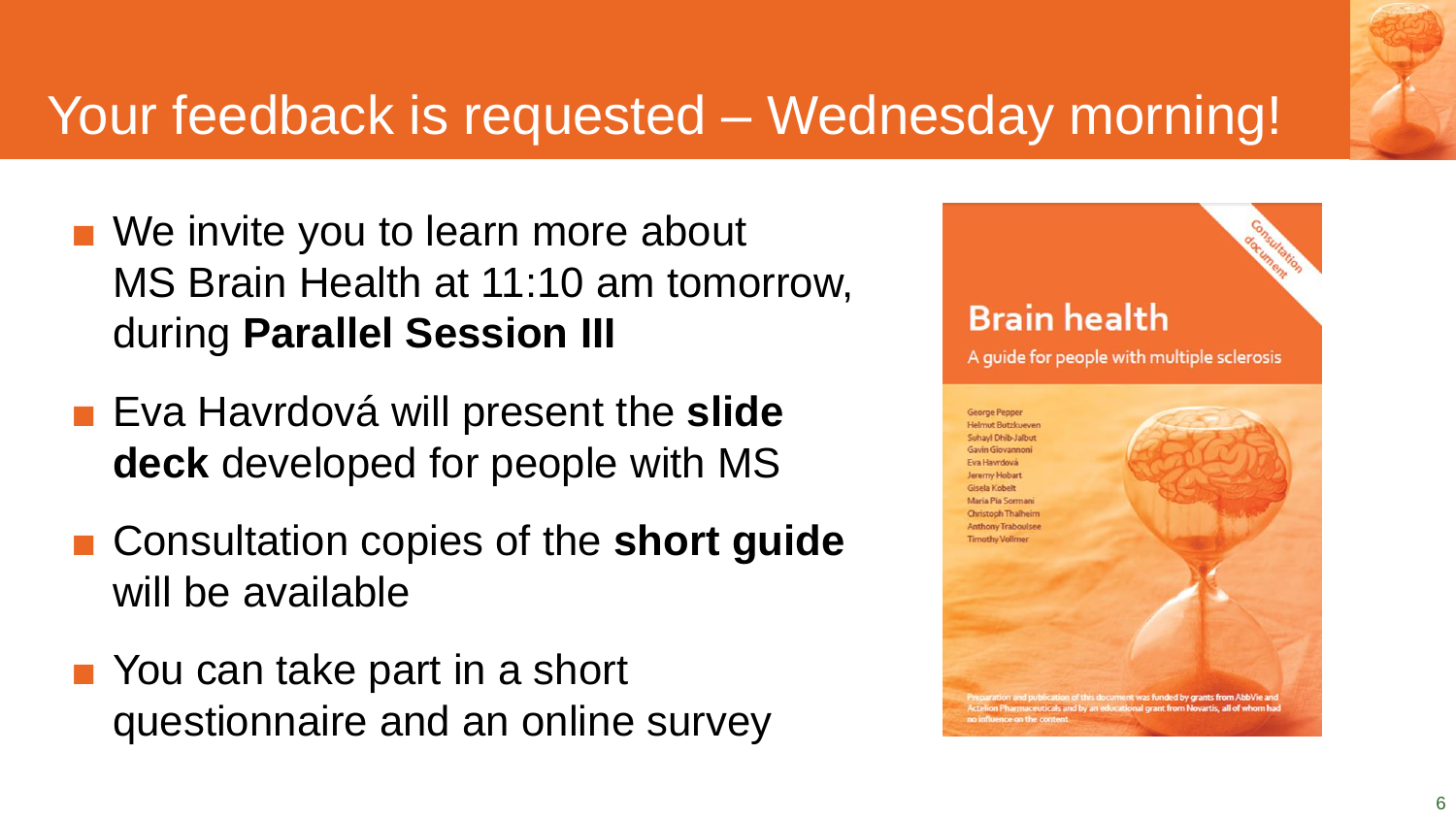# Your feedback is requested – Wednesday morning!

- We invite you to learn more about MS Brain Health at 11:10 am tomorrow, during **Parallel Session III**
- Eva Havrdová will present the **slide deck** developed for people with MS
- Consultation copies of the **short guide** will be available
- You can take part in a short questionnaire and an online survey

Consultation document

## Brain health

A guide for people with multiple sclerosis

George Pepper
Helmut Butzkueven
Suhayl Dhib-Jalbut
Gavin Giovannoni
Eva Havrdová
Jeremy Hobart
Gisela Kobelt
Maria Pia Sormani
Christoph Thalheim
Anthony Traboulsee
Timothy Vollmer

Preparation and publication of this document was funded by grants from AbbVie and Actelion Pharmaceuticals and by an educational grant from Novartis, all of whom had no influence on the content.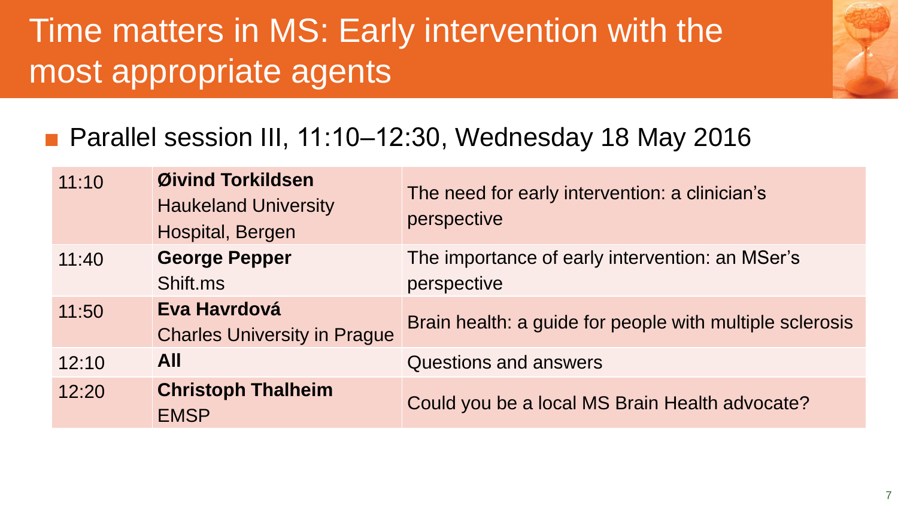# Time matters in MS: Early intervention with the most appropriate agents

- Parallel session III, 11:10–12:30, Wednesday 18 May 2016

| Time | Speaker | Topic |
|---|---|---|
| 11:10 | **Øivind Torkildsen** Haukeland University Hospital, Bergen | The need for early intervention: a clinician's perspective |
| 11:40 | **George Pepper** Shift.ms | The importance of early intervention: an MSer's perspective |
| 11:50 | **Eva Havrdová** Charles University in Prague | Brain health: a guide for people with multiple sclerosis |
| 12:10 | **All** | Questions and answers |
| 12:20 | **Christoph Thalheim** EMSP | Could you be a local MS Brain Health advocate? |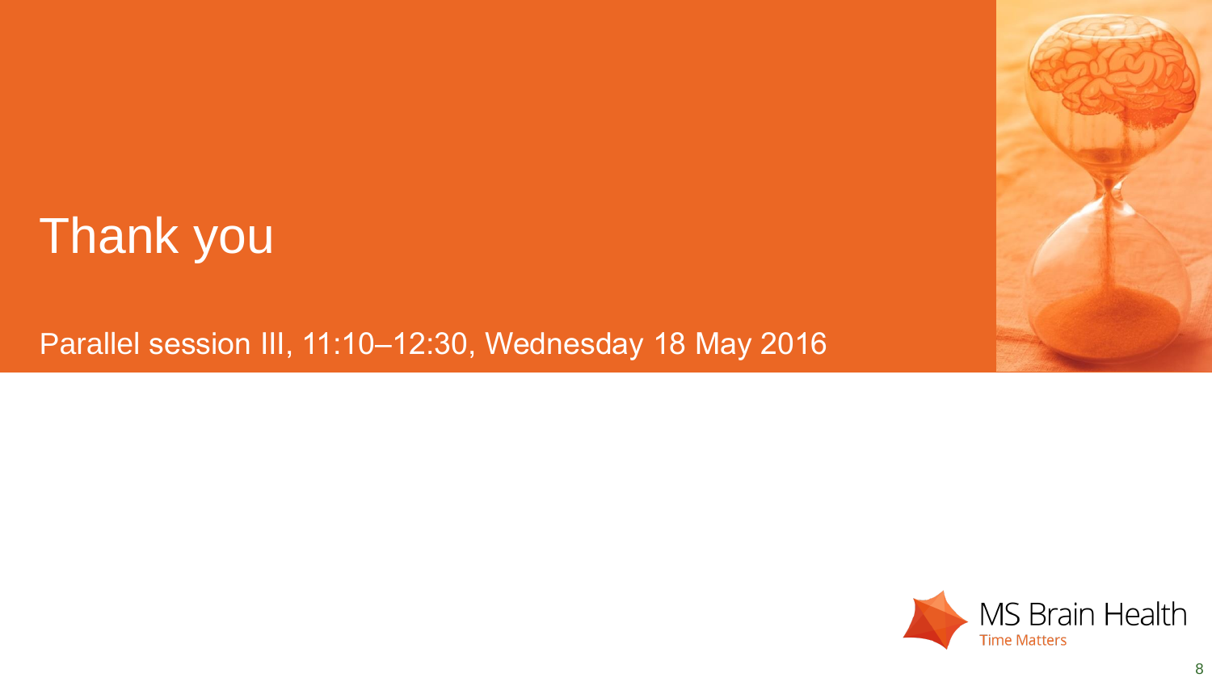# Thank you

Parallel session III, 11:10–12:30, Wednesday 18 May 2016

MS Brain Health
Time Matters